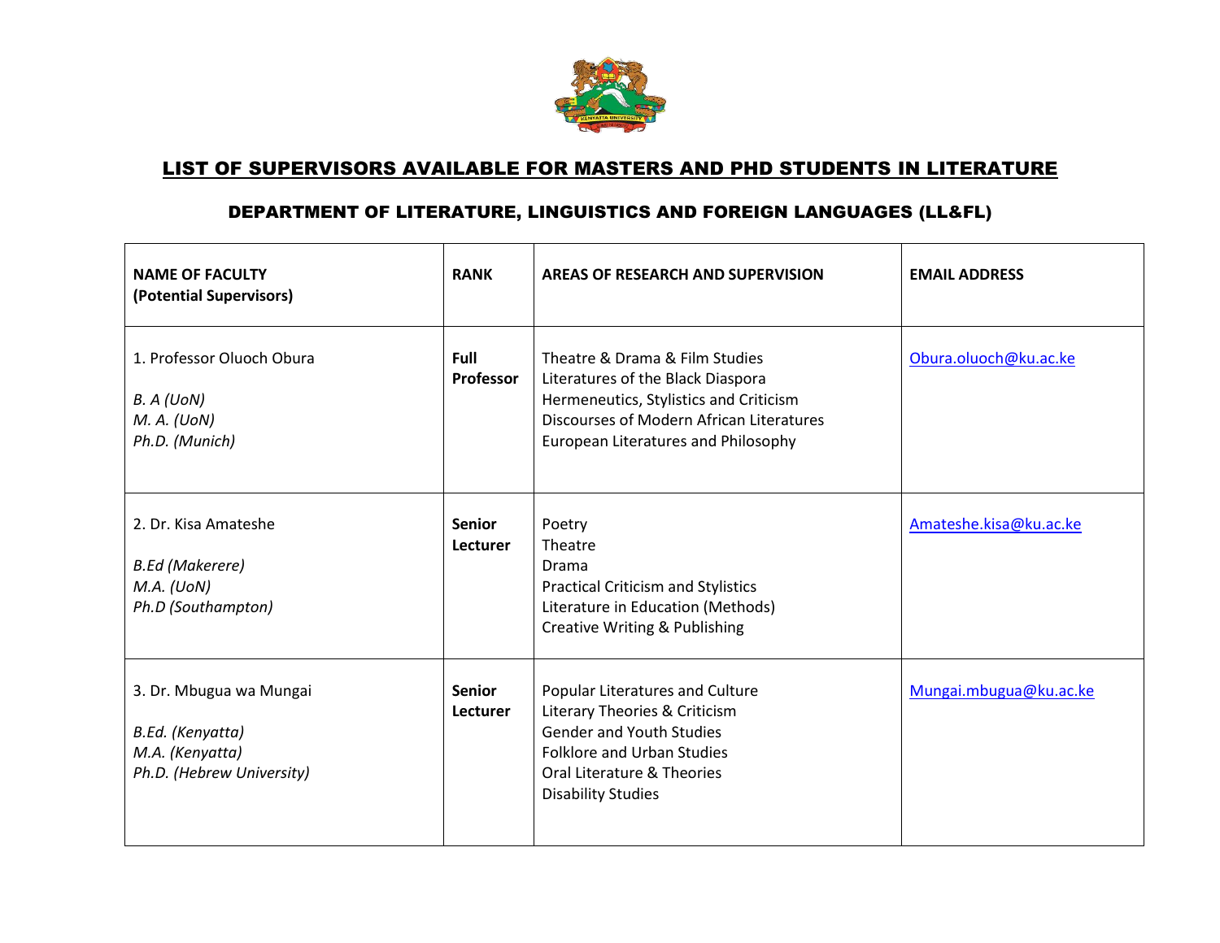# LIST OF SUPERVISORS AVAILABLE FOR MASTERS AND PHD STUDENTS IN LITERATURE

## DEPARTMENT OF LITERATURE, LINGUISTICS AND FOREIGN LANGUAGES (LL&FL)

| NAME OF FACULTY (Potential Supervisors) | RANK | AREAS OF RESEARCH AND SUPERVISION | EMAIL ADDRESS |
|---|---|---|---|
| 1. Professor Oluoch Obura<br><br>*B. A (UoN)*<br>*M. A. (UoN)*<br>*Ph.D. (Munich)* | **Full Professor** | Theatre & Drama & Film Studies<br>Literatures of the Black Diaspora<br>Hermeneutics, Stylistics and Criticism<br>Discourses of Modern African Literatures<br>European Literatures and Philosophy | Obura.oluoch@ku.ac.ke |
| 2. Dr. Kisa Amateshe<br><br>*B.Ed (Makerere)*<br>*M.A. (UoN)*<br>*Ph.D (Southampton)* | **Senior Lecturer** | Poetry<br>Theatre<br>Drama<br>Practical Criticism and Stylistics<br>Literature in Education (Methods)<br>Creative Writing & Publishing | Amateshe.kisa@ku.ac.ke |
| 3. Dr. Mbugua wa Mungai<br><br>*B.Ed. (Kenyatta)*<br>*M.A. (Kenyatta)*<br>*Ph.D. (Hebrew University)* | **Senior Lecturer** | Popular Literatures and Culture<br>Literary Theories & Criticism<br>Gender and Youth Studies<br>Folklore and Urban Studies<br>Oral Literature & Theories<br>Disability Studies | Mungai.mbugua@ku.ac.ke |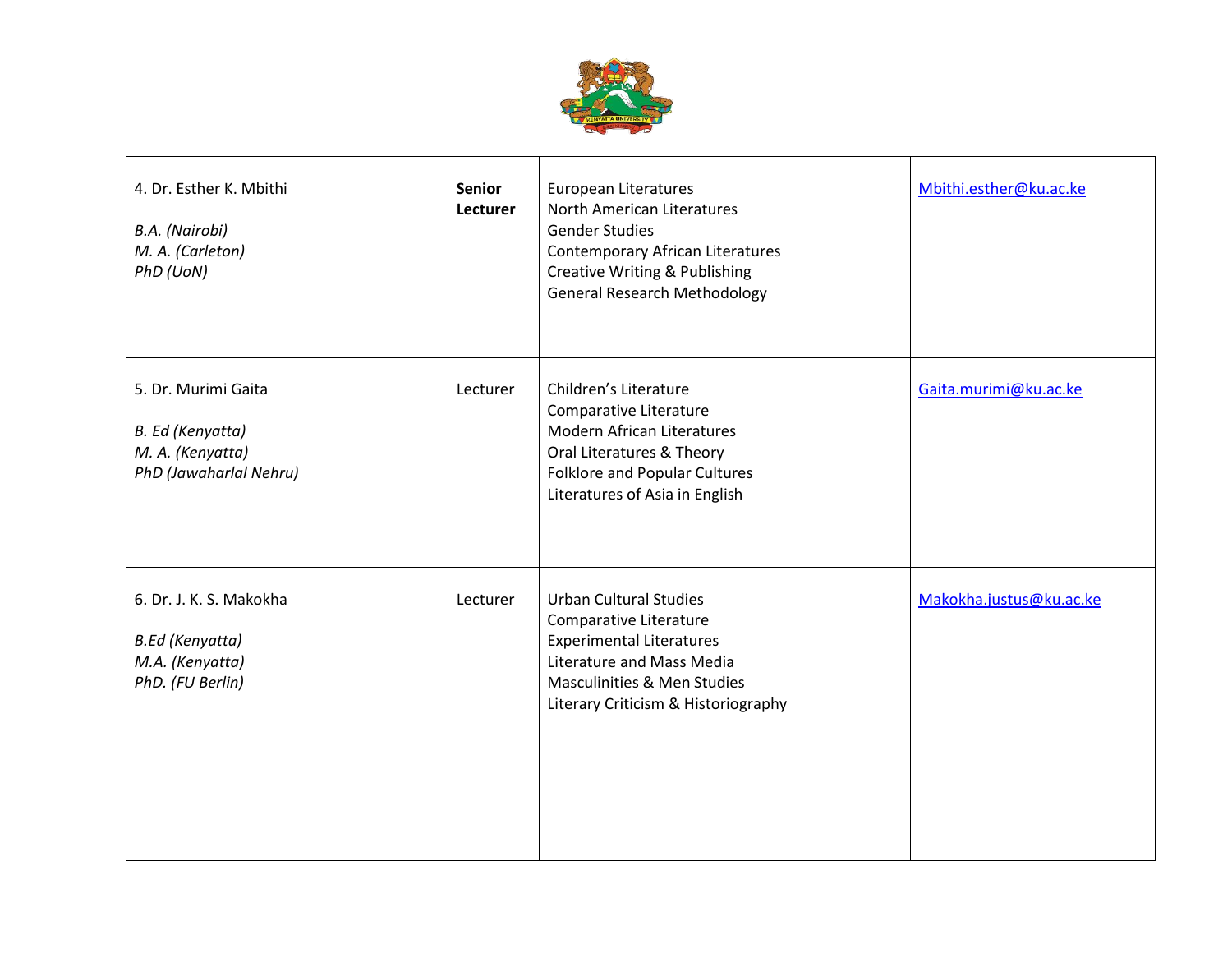| 4. Dr. Esther K. Mbithi<br><br>*B.A. (Nairobi)*<br>*M. A. (Carleton)*<br>*PhD (UoN)* | **Senior Lecturer** | European Literatures<br>North American Literatures<br>Gender Studies<br>Contemporary African Literatures<br>Creative Writing & Publishing<br>General Research Methodology | Mbithi.esther@ku.ac.ke |
|---|---|---|---|
| 5. Dr. Murimi Gaita<br><br>*B. Ed (Kenyatta)*<br>*M. A. (Kenyatta)*<br>*PhD (Jawaharlal Nehru)* | Lecturer | Children's Literature<br>Comparative Literature<br>Modern African Literatures<br>Oral Literatures & Theory<br>Folklore and Popular Cultures<br>Literatures of Asia in English | Gaita.murimi@ku.ac.ke |
| 6. Dr. J. K. S. Makokha<br><br>*B.Ed (Kenyatta)*<br>*M.A. (Kenyatta)*<br>*PhD. (FU Berlin)* | Lecturer | Urban Cultural Studies<br>Comparative Literature<br>Experimental Literatures<br>Literature and Mass Media<br>Masculinities & Men Studies<br>Literary Criticism & Historiography | Makokha.justus@ku.ac.ke |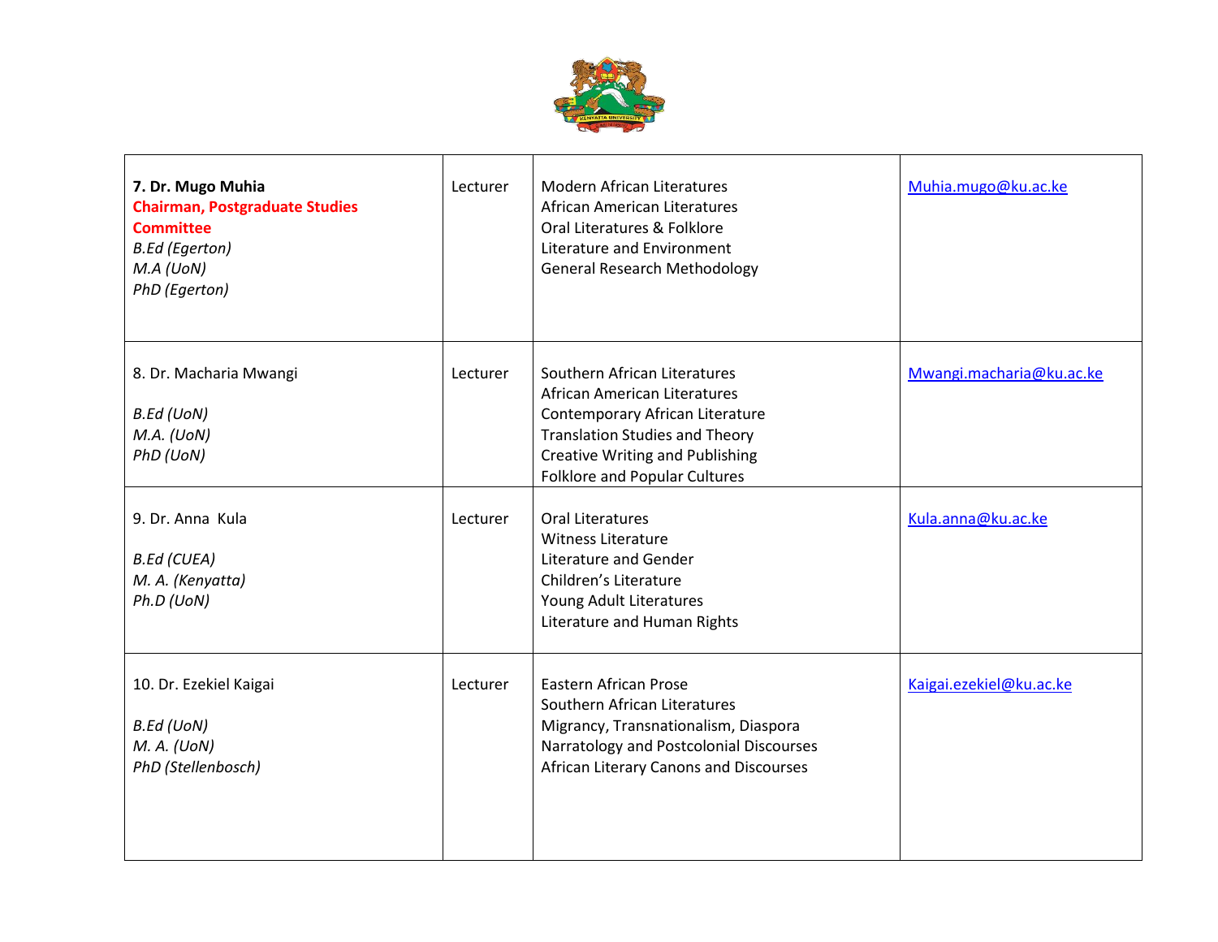| | | | |
|---|---|---|---|
| **7. Dr. Mugo Muhia**<br>**Chairman, Postgraduate Studies Committee**<br>*B.Ed (Egerton)*<br>*M.A (UoN)*<br>*PhD (Egerton)* | Lecturer | Modern African Literatures<br>African American Literatures<br>Oral Literatures & Folklore<br>Literature and Environment<br>General Research Methodology | Muhia.mugo@ku.ac.ke |
| 8. Dr. Macharia Mwangi<br><br>*B.Ed (UoN)*<br>*M.A. (UoN)*<br>*PhD (UoN)* | Lecturer | Southern African Literatures<br>African American Literatures<br>Contemporary African Literature<br>Translation Studies and Theory<br>Creative Writing and Publishing<br>Folklore and Popular Cultures | Mwangi.macharia@ku.ac.ke |
| 9. Dr. Anna Kula<br><br>*B.Ed (CUEA)*<br>*M. A. (Kenyatta)*<br>*Ph.D (UoN)* | Lecturer | Oral Literatures<br>Witness Literature<br>Literature and Gender<br>Children's Literature<br>Young Adult Literatures<br>Literature and Human Rights | Kula.anna@ku.ac.ke |
| 10. Dr. Ezekiel Kaigai<br><br>*B.Ed (UoN)*<br>*M. A. (UoN)*<br>*PhD (Stellenbosch)* | Lecturer | Eastern African Prose<br>Southern African Literatures<br>Migrancy, Transnationalism, Diaspora<br>Narratology and Postcolonial Discourses<br>African Literary Canons and Discourses | Kaigai.ezekiel@ku.ac.ke |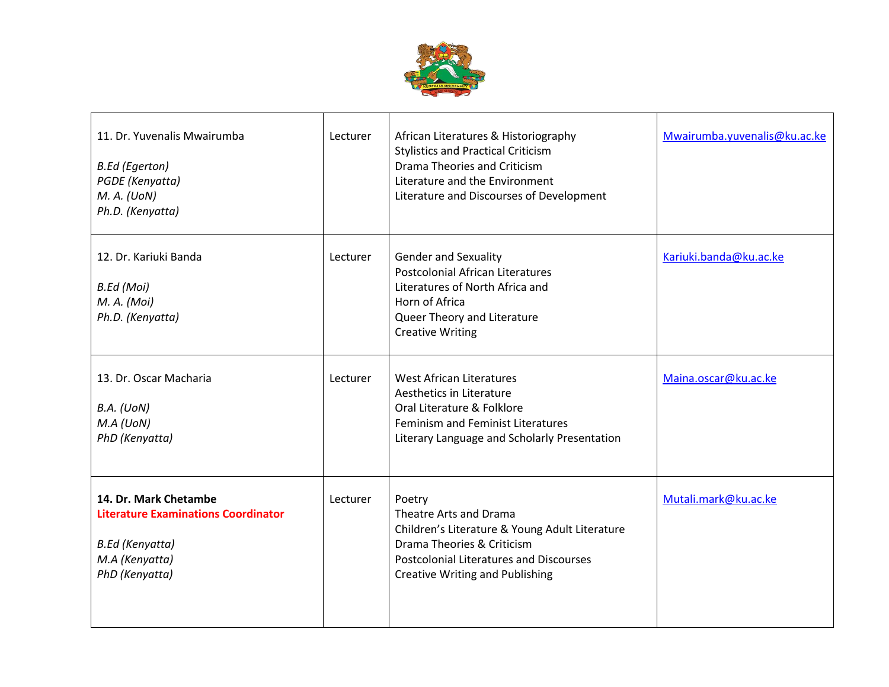| 11. Dr. Yuvenalis Mwairumba<br><br>*B.Ed (Egerton)*<br>*PGDE (Kenyatta)*<br>*M. A. (UoN)*<br>*Ph.D. (Kenyatta)* | Lecturer | African Literatures & Historiography<br>Stylistics and Practical Criticism<br>Drama Theories and Criticism<br>Literature and the Environment<br>Literature and Discourses of Development | Mwairumba.yuvenalis@ku.ac.ke |
|---|---|---|---|
| 12. Dr. Kariuki Banda<br><br>*B.Ed (Moi)*<br>*M. A. (Moi)*<br>*Ph.D. (Kenyatta)* | Lecturer | Gender and Sexuality<br>Postcolonial African Literatures<br>Literatures of North Africa and<br>Horn of Africa<br>Queer Theory and Literature<br>Creative Writing | Kariuki.banda@ku.ac.ke |
| 13. Dr. Oscar Macharia<br><br>*B.A. (UoN)*<br>*M.A (UoN)*<br>*PhD (Kenyatta)* | Lecturer | West African Literatures<br>Aesthetics in Literature<br>Oral Literature & Folklore<br>Feminism and Feminist Literatures<br>Literary Language and Scholarly Presentation | Maina.oscar@ku.ac.ke |
| **14. Dr. Mark Chetambe**<br>**Literature Examinations Coordinator**<br><br>*B.Ed (Kenyatta)*<br>*M.A (Kenyatta)*<br>*PhD (Kenyatta)* | Lecturer | Poetry<br>Theatre Arts and Drama<br>Children's Literature & Young Adult Literature<br>Drama Theories & Criticism<br>Postcolonial Literatures and Discourses<br>Creative Writing and Publishing | Mutali.mark@ku.ac.ke |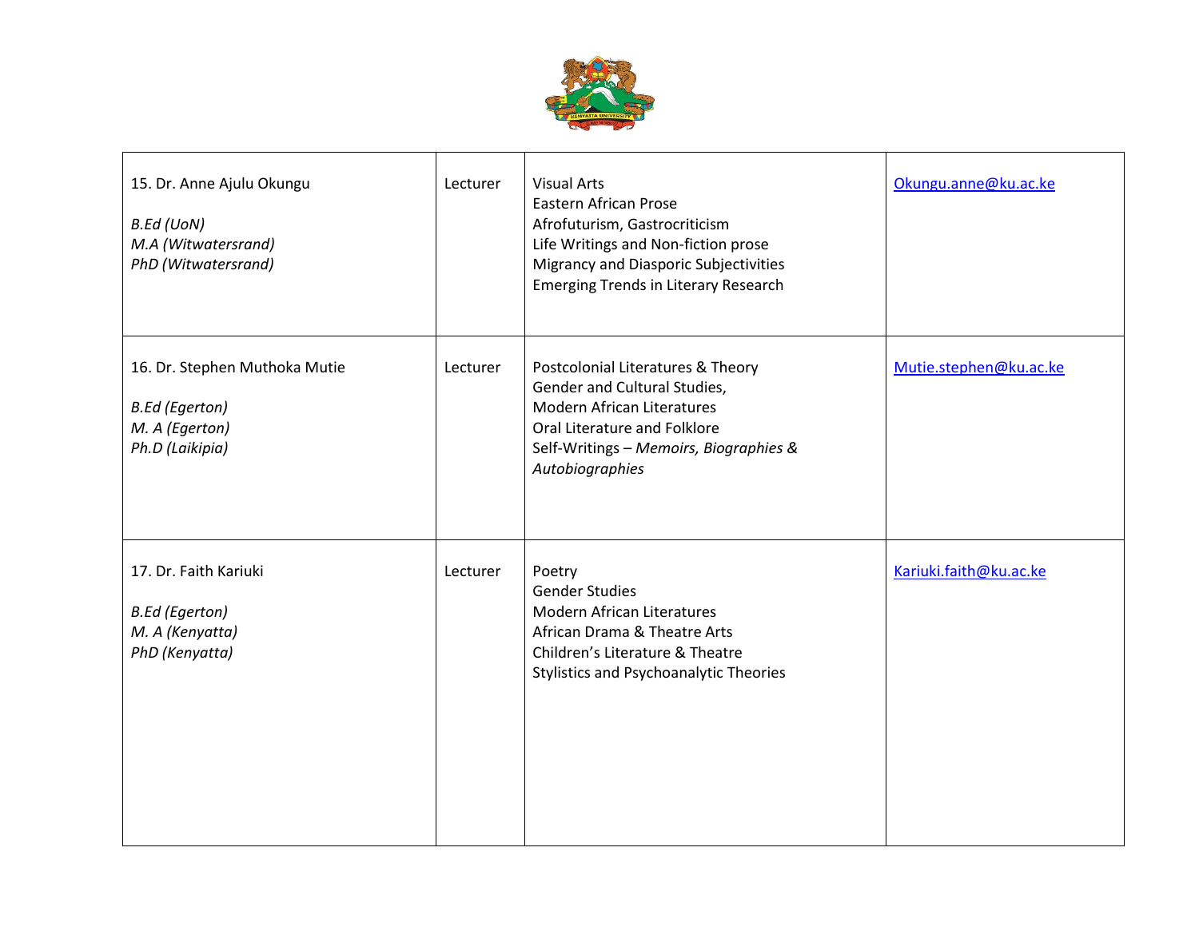| | | | |
|---|---|---|---|
| 15. Dr. Anne Ajulu Okungu<br><br>*B.Ed (UoN)*<br>*M.A (Witwatersrand)*<br>*PhD (Witwatersrand)* | Lecturer | Visual Arts<br>Eastern African Prose<br>Afrofuturism, Gastrocriticism<br>Life Writings and Non-fiction prose<br>Migrancy and Diasporic Subjectivities<br>Emerging Trends in Literary Research | Okungu.anne@ku.ac.ke |
| 16. Dr. Stephen Muthoka Mutie<br><br>*B.Ed (Egerton)*<br>*M. A (Egerton)*<br>*Ph.D (Laikipia)* | Lecturer | Postcolonial Literatures & Theory<br>Gender and Cultural Studies,<br>Modern African Literatures<br>Oral Literature and Folklore<br>Self-Writings – *Memoirs, Biographies & Autobiographies* | Mutie.stephen@ku.ac.ke |
| 17. Dr. Faith Kariuki<br><br>*B.Ed (Egerton)*<br>*M. A (Kenyatta)*<br>*PhD (Kenyatta)* | Lecturer | Poetry<br>Gender Studies<br>Modern African Literatures<br>African Drama & Theatre Arts<br>Children's Literature & Theatre<br>Stylistics and Psychoanalytic Theories | Kariuki.faith@ku.ac.ke |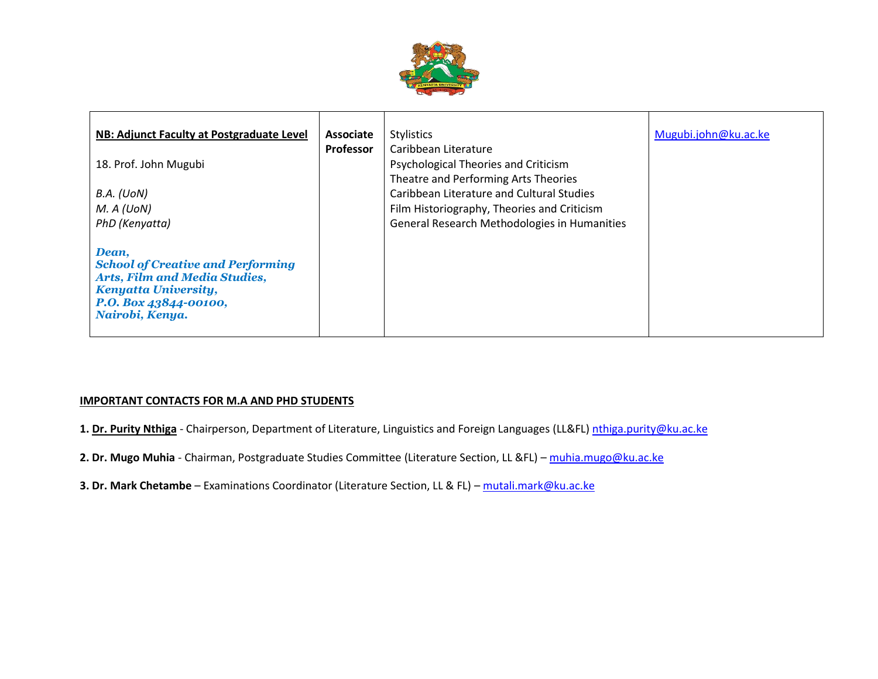| **NB: Adjunct Faculty at Postgraduate Level**<br><br>18. Prof. John Mugubi<br><br>*B.A. (UoN)*<br>*M. A (UoN)*<br>*PhD (Kenyatta)*<br><br>***Dean,***<br>***School of Creative and Performing Arts, Film and Media Studies,***<br>***Kenyatta University,***<br>***P.O. Box 43844-00100,***<br>***Nairobi, Kenya.*** | **Associate Professor** | Stylistics<br>Caribbean Literature<br>Psychological Theories and Criticism<br>Theatre and Performing Arts Theories<br>Caribbean Literature and Cultural Studies<br>Film Historiography, Theories and Criticism<br>General Research Methodologies in Humanities | Mugubi.john@ku.ac.ke |
|---|---|---|---|

**IMPORTANT CONTACTS FOR M.A AND PHD STUDENTS**

**1. Dr. Purity Nthiga** - Chairperson, Department of Literature, Linguistics and Foreign Languages (LL&FL) nthiga.purity@ku.ac.ke

**2. Dr. Mugo Muhia** - Chairman, Postgraduate Studies Committee (Literature Section, LL &FL) – muhia.mugo@ku.ac.ke

**3. Dr. Mark Chetambe** – Examinations Coordinator (Literature Section, LL & FL) – mutali.mark@ku.ac.ke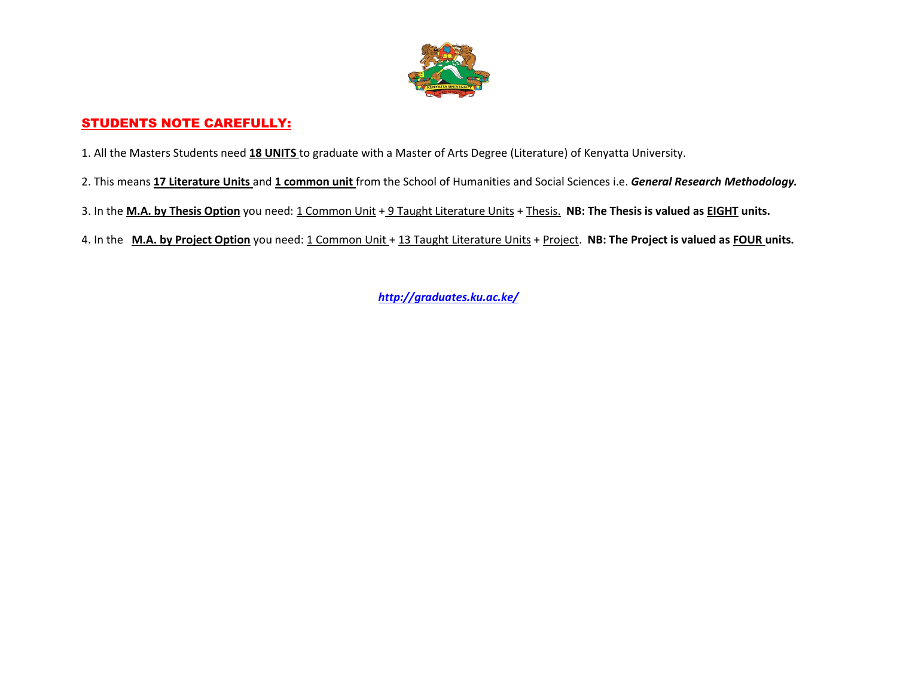## STUDENTS NOTE CAREFULLY:

1. All the Masters Students need **18 UNITS** to graduate with a Master of Arts Degree (Literature) of Kenyatta University.

2. This means **17 Literature Units** and **1 common unit** from the School of Humanities and Social Sciences i.e. ***General Research Methodology.***

3. In the **M.A. by Thesis Option** you need: 1 Common Unit + 9 Taught Literature Units + Thesis. **NB: The Thesis is valued as EIGHT units.**

4. In the **M.A. by Project Option** you need: 1 Common Unit + 13 Taught Literature Units + Project. **NB: The Project is valued as FOUR units.**

***http://graduates.ku.ac.ke/***